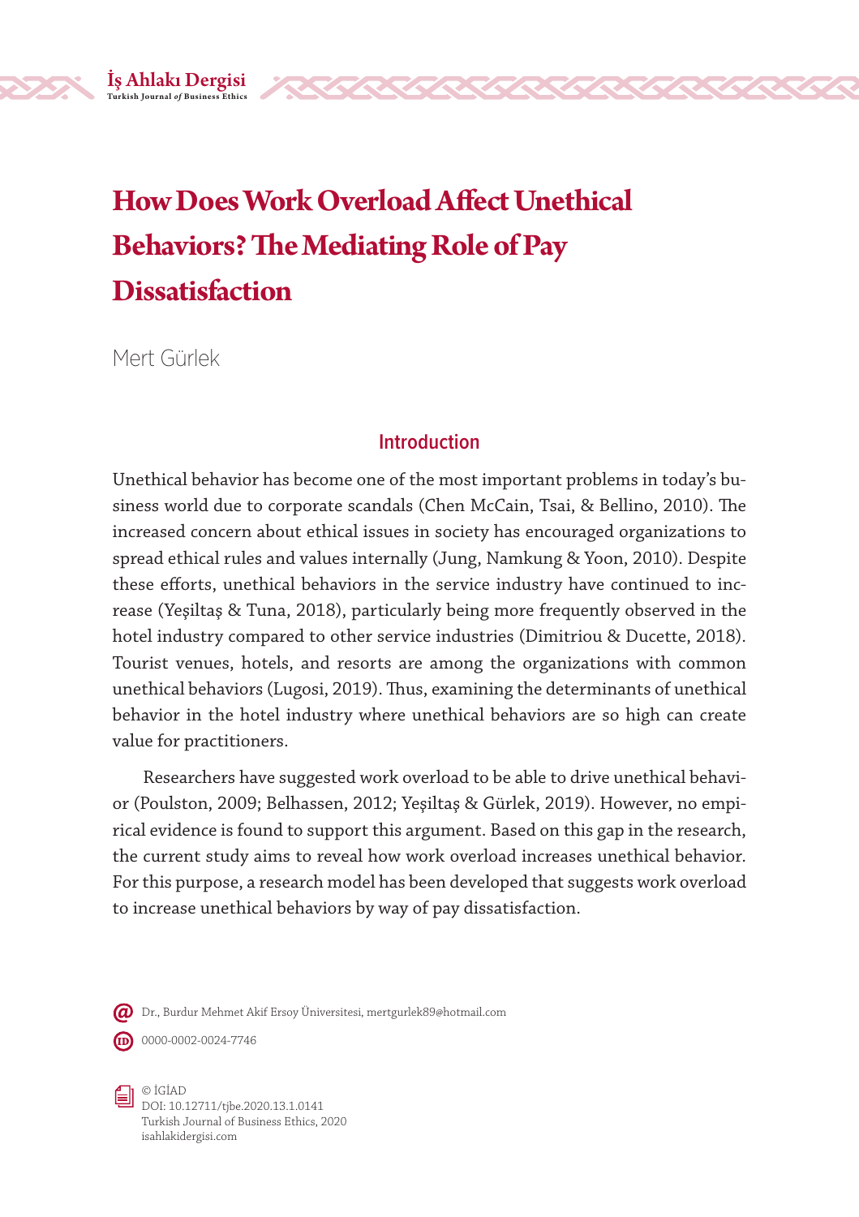# How Does Work Overload Affect Unethical Behaviors? The Mediating Role of Pay Dissatisfaction

Mert Gürlek

## Introduction

Unethical behavior has become one of the most important problems in today's business world due to corporate scandals (Chen McCain, Tsai, & Bellino, 2010). The increased concern about ethical issues in society has encouraged organizations to spread ethical rules and values internally (Jung, Namkung & Yoon, 2010). Despite these efforts, unethical behaviors in the service industry have continued to increase (Yeşiltaş & Tuna, 2018), particularly being more frequently observed in the hotel industry compared to other service industries (Dimitriou & Ducette, 2018). Tourist venues, hotels, and resorts are among the organizations with common unethical behaviors (Lugosi, 2019). Thus, examining the determinants of unethical behavior in the hotel industry where unethical behaviors are so high can create value for practitioners.

Researchers have suggested work overload to be able to drive unethical behavior (Poulston, 2009; Belhassen, 2012; Yeşiltaş & Gürlek, 2019). However, no empirical evidence is found to support this argument. Based on this gap in the research, the current study aims to reveal how work overload increases unethical behavior. For this purpose, a research model has been developed that suggests work overload to increase unethical behaviors by way of pay dissatisfaction.

Dr., Burdur Mehmet Akif Ersoy Üniversitesi, mertgurlek89@hotmail.com

0000-0002-0024-7746

© İGİAD
DOI: 10.12711/tjbe.2020.13.1.0141
Turkish Journal of Business Ethics, 2020
isahlakidergisi.com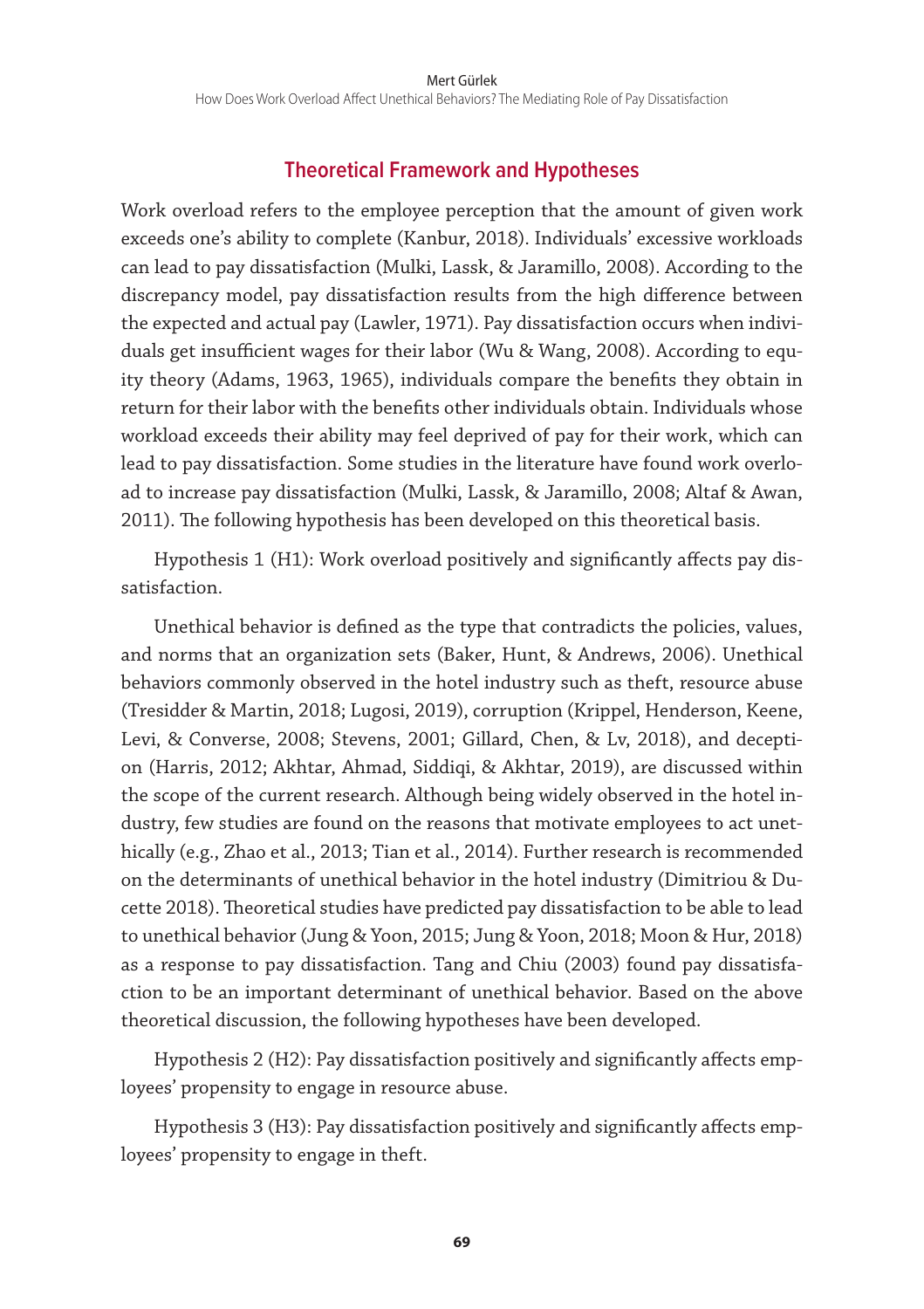## Theoretical Framework and Hypotheses

Work overload refers to the employee perception that the amount of given work exceeds one's ability to complete (Kanbur, 2018). Individuals' excessive workloads can lead to pay dissatisfaction (Mulki, Lassk, & Jaramillo, 2008). According to the discrepancy model, pay dissatisfaction results from the high difference between the expected and actual pay (Lawler, 1971). Pay dissatisfaction occurs when individuals get insufficient wages for their labor (Wu & Wang, 2008). According to equity theory (Adams, 1963, 1965), individuals compare the benefits they obtain in return for their labor with the benefits other individuals obtain. Individuals whose workload exceeds their ability may feel deprived of pay for their work, which can lead to pay dissatisfaction. Some studies in the literature have found work overload to increase pay dissatisfaction (Mulki, Lassk, & Jaramillo, 2008; Altaf & Awan, 2011). The following hypothesis has been developed on this theoretical basis.

Hypothesis 1 (H1): Work overload positively and significantly affects pay dissatisfaction.

Unethical behavior is defined as the type that contradicts the policies, values, and norms that an organization sets (Baker, Hunt, & Andrews, 2006). Unethical behaviors commonly observed in the hotel industry such as theft, resource abuse (Tresidder & Martin, 2018; Lugosi, 2019), corruption (Krippel, Henderson, Keene, Levi, & Converse, 2008; Stevens, 2001; Gillard, Chen, & Lv, 2018), and deception (Harris, 2012; Akhtar, Ahmad, Siddiqi, & Akhtar, 2019), are discussed within the scope of the current research. Although being widely observed in the hotel industry, few studies are found on the reasons that motivate employees to act unethically (e.g., Zhao et al., 2013; Tian et al., 2014). Further research is recommended on the determinants of unethical behavior in the hotel industry (Dimitriou & Ducette 2018). Theoretical studies have predicted pay dissatisfaction to be able to lead to unethical behavior (Jung & Yoon, 2015; Jung & Yoon, 2018; Moon & Hur, 2018) as a response to pay dissatisfaction. Tang and Chiu (2003) found pay dissatisfaction to be an important determinant of unethical behavior. Based on the above theoretical discussion, the following hypotheses have been developed.

Hypothesis 2 (H2): Pay dissatisfaction positively and significantly affects employees' propensity to engage in resource abuse.

Hypothesis 3 (H3): Pay dissatisfaction positively and significantly affects employees' propensity to engage in theft.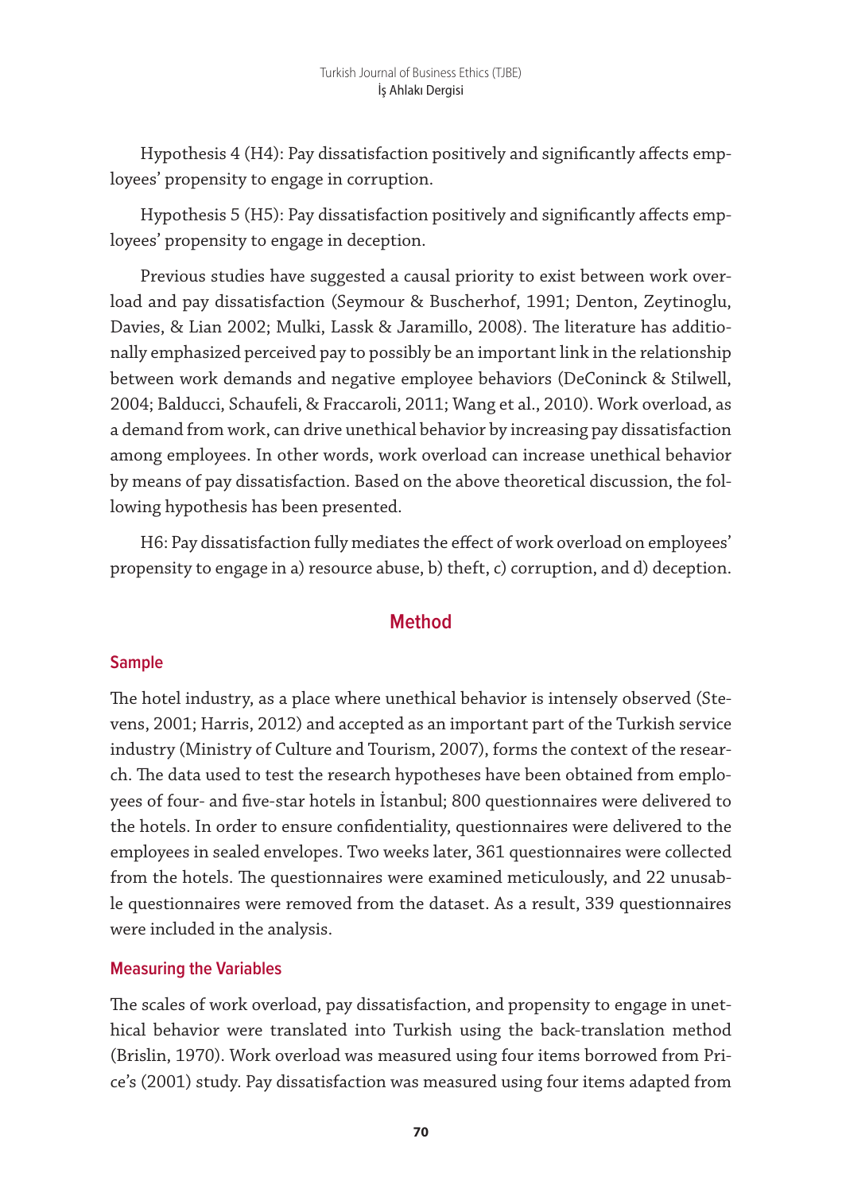Hypothesis 4 (H4): Pay dissatisfaction positively and significantly affects employees' propensity to engage in corruption.

Hypothesis 5 (H5): Pay dissatisfaction positively and significantly affects employees' propensity to engage in deception.

Previous studies have suggested a causal priority to exist between work overload and pay dissatisfaction (Seymour & Buscherhof, 1991; Denton, Zeytinoglu, Davies, & Lian 2002; Mulki, Lassk & Jaramillo, 2008). The literature has additionally emphasized perceived pay to possibly be an important link in the relationship between work demands and negative employee behaviors (DeConinck & Stilwell, 2004; Balducci, Schaufeli, & Fraccaroli, 2011; Wang et al., 2010). Work overload, as a demand from work, can drive unethical behavior by increasing pay dissatisfaction among employees. In other words, work overload can increase unethical behavior by means of pay dissatisfaction. Based on the above theoretical discussion, the following hypothesis has been presented.

H6: Pay dissatisfaction fully mediates the effect of work overload on employees' propensity to engage in a) resource abuse, b) theft, c) corruption, and d) deception.

## Method

### Sample

The hotel industry, as a place where unethical behavior is intensely observed (Stevens, 2001; Harris, 2012) and accepted as an important part of the Turkish service industry (Ministry of Culture and Tourism, 2007), forms the context of the research. The data used to test the research hypotheses have been obtained from employees of four- and five-star hotels in İstanbul; 800 questionnaires were delivered to the hotels. In order to ensure confidentiality, questionnaires were delivered to the employees in sealed envelopes. Two weeks later, 361 questionnaires were collected from the hotels. The questionnaires were examined meticulously, and 22 unusable questionnaires were removed from the dataset. As a result, 339 questionnaires were included in the analysis.

### Measuring the Variables

The scales of work overload, pay dissatisfaction, and propensity to engage in unethical behavior were translated into Turkish using the back-translation method (Brislin, 1970). Work overload was measured using four items borrowed from Price's (2001) study. Pay dissatisfaction was measured using four items adapted from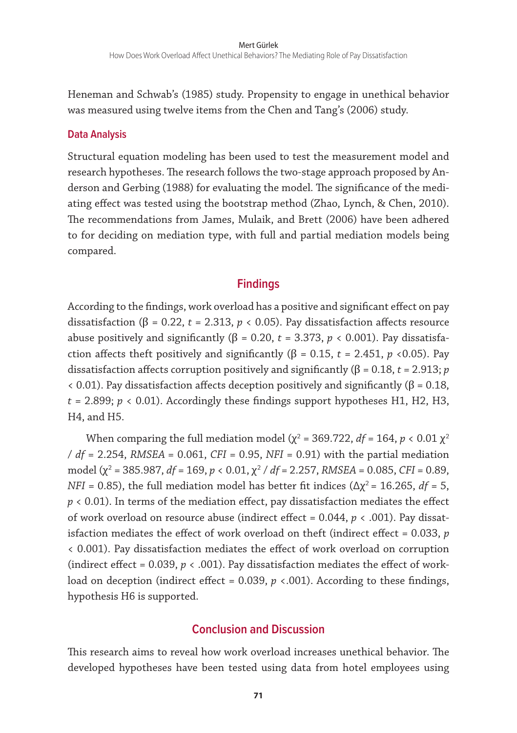Heneman and Schwab's (1985) study. Propensity to engage in unethical behavior was measured using twelve items from the Chen and Tang's (2006) study.

### Data Analysis

Structural equation modeling has been used to test the measurement model and research hypotheses. The research follows the two-stage approach proposed by Anderson and Gerbing (1988) for evaluating the model. The significance of the mediating effect was tested using the bootstrap method (Zhao, Lynch, & Chen, 2010). The recommendations from James, Mulaik, and Brett (2006) have been adhered to for deciding on mediation type, with full and partial mediation models being compared.

## Findings

According to the findings, work overload has a positive and significant effect on pay dissatisfaction ($\beta = 0.22$, $t = 2.313$, $p < 0.05$). Pay dissatisfaction affects resource abuse positively and significantly ($\beta = 0.20$, $t = 3.373$, $p < 0.001$). Pay dissatisfaction affects theft positively and significantly ($\beta = 0.15$, $t = 2.451$, $p < 0.05$). Pay dissatisfaction affects corruption positively and significantly ($\beta = 0.18$, $t = 2.913$; $p < 0.01$). Pay dissatisfaction affects deception positively and significantly ($\beta = 0.18$, $t = 2.899$; $p < 0.01$). Accordingly these findings support hypotheses H1, H2, H3, H4, and H5.

When comparing the full mediation model ($\chi^2 = 369.722$, $df = 164$, $p < 0.01$ $\chi^2 / df = 2.254$, $RMSEA = 0.061$, $CFI = 0.95$, $NFI = 0.91$) with the partial mediation model ($\chi^2 = 385.987$, $df = 169$, $p < 0.01$, $\chi^2 / df = 2.257$, $RMSEA = 0.085$, $CFI = 0.89$, $NFI = 0.85$), the full mediation model has better fit indices ($\Delta\chi^2 = 16.265$, $df = 5$, $p < 0.01$). In terms of the mediation effect, pay dissatisfaction mediates the effect of work overload on resource abuse (indirect effect = 0.044, $p < .001$). Pay dissatisfaction mediates the effect of work overload on theft (indirect effect = 0.033, $p < 0.001$). Pay dissatisfaction mediates the effect of work overload on corruption (indirect effect = 0.039, $p < .001$). Pay dissatisfaction mediates the effect of workload on deception (indirect effect = 0.039, $p < .001$). According to these findings, hypothesis H6 is supported.

## Conclusion and Discussion

This research aims to reveal how work overload increases unethical behavior. The developed hypotheses have been tested using data from hotel employees using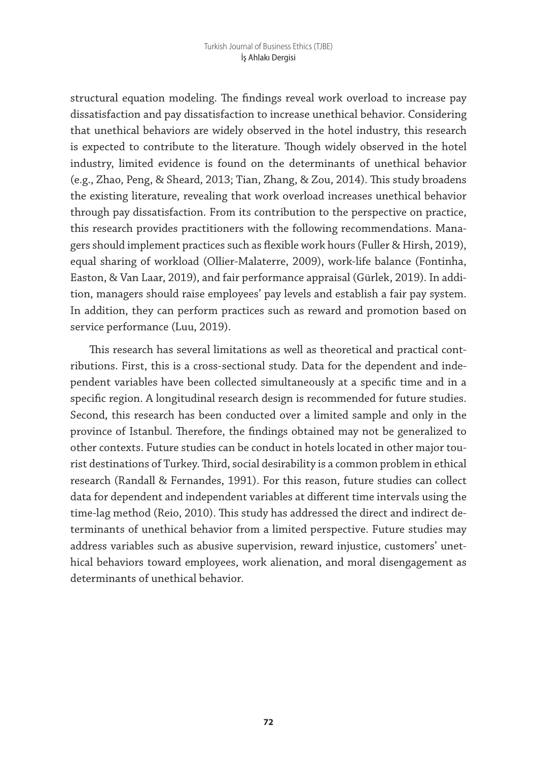structural equation modeling. The findings reveal work overload to increase pay dissatisfaction and pay dissatisfaction to increase unethical behavior. Considering that unethical behaviors are widely observed in the hotel industry, this research is expected to contribute to the literature. Though widely observed in the hotel industry, limited evidence is found on the determinants of unethical behavior (e.g., Zhao, Peng, & Sheard, 2013; Tian, Zhang, & Zou, 2014). This study broadens the existing literature, revealing that work overload increases unethical behavior through pay dissatisfaction. From its contribution to the perspective on practice, this research provides practitioners with the following recommendations. Managers should implement practices such as flexible work hours (Fuller & Hirsh, 2019), equal sharing of workload (Ollier-Malaterre, 2009), work-life balance (Fontinha, Easton, & Van Laar, 2019), and fair performance appraisal (Gürlek, 2019). In addition, managers should raise employees' pay levels and establish a fair pay system. In addition, they can perform practices such as reward and promotion based on service performance (Luu, 2019).

This research has several limitations as well as theoretical and practical contributions. First, this is a cross-sectional study. Data for the dependent and independent variables have been collected simultaneously at a specific time and in a specific region. A longitudinal research design is recommended for future studies. Second, this research has been conducted over a limited sample and only in the province of Istanbul. Therefore, the findings obtained may not be generalized to other contexts. Future studies can be conduct in hotels located in other major tourist destinations of Turkey. Third, social desirability is a common problem in ethical research (Randall & Fernandes, 1991). For this reason, future studies can collect data for dependent and independent variables at different time intervals using the time-lag method (Reio, 2010). This study has addressed the direct and indirect determinants of unethical behavior from a limited perspective. Future studies may address variables such as abusive supervision, reward injustice, customers' unethical behaviors toward employees, work alienation, and moral disengagement as determinants of unethical behavior.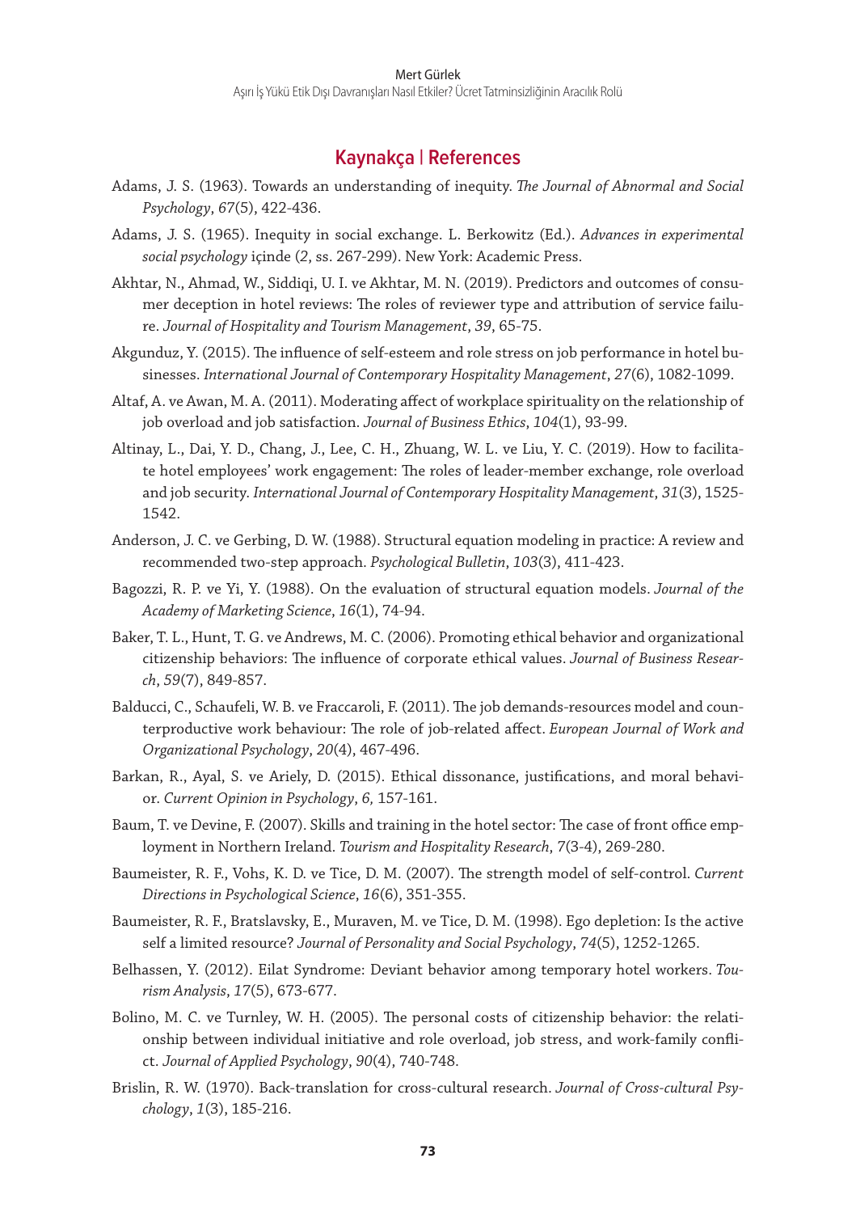## Kaynakça | References

Adams, J. S. (1963). Towards an understanding of inequity. *The Journal of Abnormal and Social Psychology*, *67*(5), 422-436.

Adams, J. S. (1965). Inequity in social exchange. L. Berkowitz (Ed.). *Advances in experimental social psychology* içinde (*2*, ss. 267-299). New York: Academic Press.

Akhtar, N., Ahmad, W., Siddiqi, U. I. ve Akhtar, M. N. (2019). Predictors and outcomes of consumer deception in hotel reviews: The roles of reviewer type and attribution of service failure. *Journal of Hospitality and Tourism Management*, *39*, 65-75.

Akgunduz, Y. (2015). The influence of self-esteem and role stress on job performance in hotel businesses. *International Journal of Contemporary Hospitality Management*, *27*(6), 1082-1099.

Altaf, A. ve Awan, M. A. (2011). Moderating affect of workplace spirituality on the relationship of job overload and job satisfaction. *Journal of Business Ethics*, *104*(1), 93-99.

Altinay, L., Dai, Y. D., Chang, J., Lee, C. H., Zhuang, W. L. ve Liu, Y. C. (2019). How to facilitate hotel employees' work engagement: The roles of leader-member exchange, role overload and job security. *International Journal of Contemporary Hospitality Management*, *31*(3), 1525-1542.

Anderson, J. C. ve Gerbing, D. W. (1988). Structural equation modeling in practice: A review and recommended two-step approach. *Psychological Bulletin*, *103*(3), 411-423.

Bagozzi, R. P. ve Yi, Y. (1988). On the evaluation of structural equation models. *Journal of the Academy of Marketing Science*, *16*(1), 74-94.

Baker, T. L., Hunt, T. G. ve Andrews, M. C. (2006). Promoting ethical behavior and organizational citizenship behaviors: The influence of corporate ethical values. *Journal of Business Research*, *59*(7), 849-857.

Balducci, C., Schaufeli, W. B. ve Fraccaroli, F. (2011). The job demands-resources model and counterproductive work behaviour: The role of job-related affect. *European Journal of Work and Organizational Psychology*, *20*(4), 467-496.

Barkan, R., Ayal, S. ve Ariely, D. (2015). Ethical dissonance, justifications, and moral behavior. *Current Opinion in Psychology*, *6,* 157-161.

Baum, T. ve Devine, F. (2007). Skills and training in the hotel sector: The case of front office employment in Northern Ireland. *Tourism and Hospitality Research*, *7*(3-4), 269-280.

Baumeister, R. F., Vohs, K. D. ve Tice, D. M. (2007). The strength model of self-control. *Current Directions in Psychological Science*, *16*(6), 351-355.

Baumeister, R. F., Bratslavsky, E., Muraven, M. ve Tice, D. M. (1998). Ego depletion: Is the active self a limited resource? *Journal of Personality and Social Psychology*, *74*(5), 1252-1265.

Belhassen, Y. (2012). Eilat Syndrome: Deviant behavior among temporary hotel workers. *Tourism Analysis*, *17*(5), 673-677.

Bolino, M. C. ve Turnley, W. H. (2005). The personal costs of citizenship behavior: the relationship between individual initiative and role overload, job stress, and work-family conflict. *Journal of Applied Psychology*, *90*(4), 740-748.

Brislin, R. W. (1970). Back-translation for cross-cultural research. *Journal of Cross-cultural Psychology*, *1*(3), 185-216.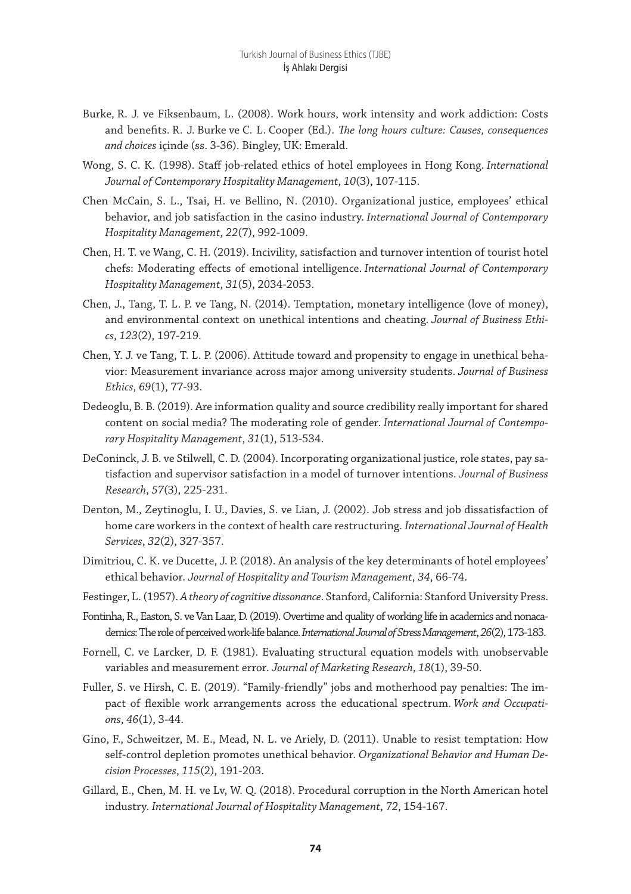Burke, R. J. ve Fiksenbaum, L. (2008). Work hours, work intensity and work addiction: Costs and benefits. R. J. Burke ve C. L. Cooper (Ed.). *The long hours culture: Causes, consequences and choices* içinde (ss. 3-36). Bingley, UK: Emerald.

Wong, S. C. K. (1998). Staff job-related ethics of hotel employees in Hong Kong. *International Journal of Contemporary Hospitality Management*, *10*(3), 107-115.

Chen McCain, S. L., Tsai, H. ve Bellino, N. (2010). Organizational justice, employees' ethical behavior, and job satisfaction in the casino industry. *International Journal of Contemporary Hospitality Management*, *22*(7), 992-1009.

Chen, H. T. ve Wang, C. H. (2019). Incivility, satisfaction and turnover intention of tourist hotel chefs: Moderating effects of emotional intelligence. *International Journal of Contemporary Hospitality Management*, *31*(5), 2034-2053.

Chen, J., Tang, T. L. P. ve Tang, N. (2014). Temptation, monetary intelligence (love of money), and environmental context on unethical intentions and cheating. *Journal of Business Ethics*, *123*(2), 197-219.

Chen, Y. J. ve Tang, T. L. P. (2006). Attitude toward and propensity to engage in unethical behavior: Measurement invariance across major among university students. *Journal of Business Ethics*, *69*(1), 77-93.

Dedeoglu, B. B. (2019). Are information quality and source credibility really important for shared content on social media? The moderating role of gender. *International Journal of Contemporary Hospitality Management*, *31*(1), 513-534.

DeConinck, J. B. ve Stilwell, C. D. (2004). Incorporating organizational justice, role states, pay satisfaction and supervisor satisfaction in a model of turnover intentions. *Journal of Business Research*, *57*(3), 225-231.

Denton, M., Zeytinoglu, I. U., Davies, S. ve Lian, J. (2002). Job stress and job dissatisfaction of home care workers in the context of health care restructuring. *International Journal of Health Services*, *32*(2), 327-357.

Dimitriou, C. K. ve Ducette, J. P. (2018). An analysis of the key determinants of hotel employees' ethical behavior. *Journal of Hospitality and Tourism Management*, *34*, 66-74.

Festinger, L. (1957). *A theory of cognitive dissonance*. Stanford, California: Stanford University Press.

Fontinha, R., Easton, S. ve Van Laar, D. (2019). Overtime and quality of working life in academics and nonacademics: The role of perceived work-life balance. *International Journal of Stress Management*, *26*(2), 173-183.

Fornell, C. ve Larcker, D. F. (1981). Evaluating structural equation models with unobservable variables and measurement error. *Journal of Marketing Research*, *18*(1), 39-50.

Fuller, S. ve Hirsh, C. E. (2019). "Family-friendly" jobs and motherhood pay penalties: The impact of flexible work arrangements across the educational spectrum. *Work and Occupations*, *46*(1), 3-44.

Gino, F., Schweitzer, M. E., Mead, N. L. ve Ariely, D. (2011). Unable to resist temptation: How self-control depletion promotes unethical behavior. *Organizational Behavior and Human Decision Processes*, *115*(2), 191-203.

Gillard, E., Chen, M. H. ve Lv, W. Q. (2018). Procedural corruption in the North American hotel industry. *International Journal of Hospitality Management*, *72*, 154-167.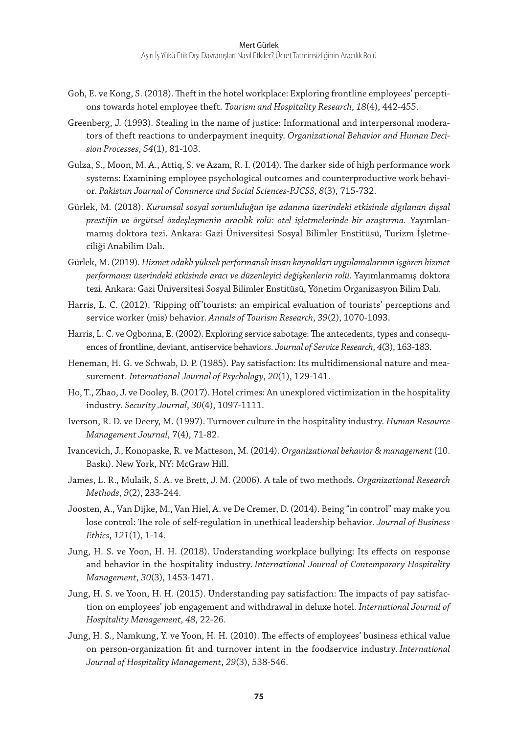Goh, E. ve Kong, S. (2018). Theft in the hotel workplace: Exploring frontline employees' perceptions towards hotel employee theft. *Tourism and Hospitality Research*, *18*(4), 442-455.

Greenberg, J. (1993). Stealing in the name of justice: Informational and interpersonal moderators of theft reactions to underpayment inequity. *Organizational Behavior and Human Decision Processes*, *54*(1), 81-103.

Gulza, S., Moon, M. A., Attiq, S. ve Azam, R. I. (2014). The darker side of high performance work systems: Examining employee psychological outcomes and counterproductive work behavior. *Pakistan Journal of Commerce and Social Sciences-PJCSS*, *8*(3), 715-732.

Gürlek, M. (2018). *Kurumsal sosyal sorumluluğun işe adanma üzerindeki etkisinde algılanan dışsal prestijin ve örgütsel özdeşleşmenin aracılık rolü: otel işletmelerinde bir araştırma.* Yayımlanmamış doktora tezi. Ankara: Gazi Üniversitesi Sosyal Bilimler Enstitüsü, Turizm İşletmeciliği Anabilim Dalı.

Gürlek, M. (2019). *Hizmet odaklı yüksek performanslı insan kaynakları uygulamalarının işgören hizmet performansı üzerindeki etkisinde aracı ve düzenleyici değişkenlerin rolü*. Yayımlanmamış doktora tezi. Ankara: Gazi Üniversitesi Sosyal Bilimler Enstitüsü, Yönetim Organizasyon Bilim Dalı.

Harris, L. C. (2012). 'Ripping off' tourists: an empirical evaluation of tourists' perceptions and service worker (mis) behavior. *Annals of Tourism Research*, *39*(2), 1070-1093.

Harris, L. C. ve Ogbonna, E. (2002). Exploring service sabotage: The antecedents, types and consequences of frontline, deviant, antiservice behaviors. *Journal of Service Research*, *4*(3), 163-183.

Heneman, H. G. ve Schwab, D. P. (1985). Pay satisfaction: Its multidimensional nature and measurement. *International Journal of Psychology*, *20*(1), 129-141.

Ho, T., Zhao, J. ve Dooley, B. (2017). Hotel crimes: An unexplored victimization in the hospitality industry. *Security Journal*, *30*(4), 1097-1111.

Iverson, R. D. ve Deery, M. (1997). Turnover culture in the hospitality industry. *Human Resource Management Journal*, *7*(4), 71-82.

Ivancevich, J., Konopaske, R. ve Matteson, M. (2014). *Organizational behavior & management* (10. Baskı). New York, NY: McGraw Hill.

James, L. R., Mulaik, S. A. ve Brett, J. M. (2006). A tale of two methods. *Organizational Research Methods*, *9*(2), 233-244.

Joosten, A., Van Dijke, M., Van Hiel, A. ve De Cremer, D. (2014). Being "in control" may make you lose control: The role of self-regulation in unethical leadership behavior. *Journal of Business Ethics*, *121*(1), 1-14.

Jung, H. S. ve Yoon, H. H. (2018). Understanding workplace bullying: Its effects on response and behavior in the hospitality industry. *International Journal of Contemporary Hospitality Management*, *30*(3), 1453-1471.

Jung, H. S. ve Yoon, H. H. (2015). Understanding pay satisfaction: The impacts of pay satisfaction on employees' job engagement and withdrawal in deluxe hotel. *International Journal of Hospitality Management*, *48*, 22-26.

Jung, H. S., Namkung, Y. ve Yoon, H. H. (2010). The effects of employees' business ethical value on person-organization fit and turnover intent in the foodservice industry. *International Journal of Hospitality Management*, *29*(3), 538-546.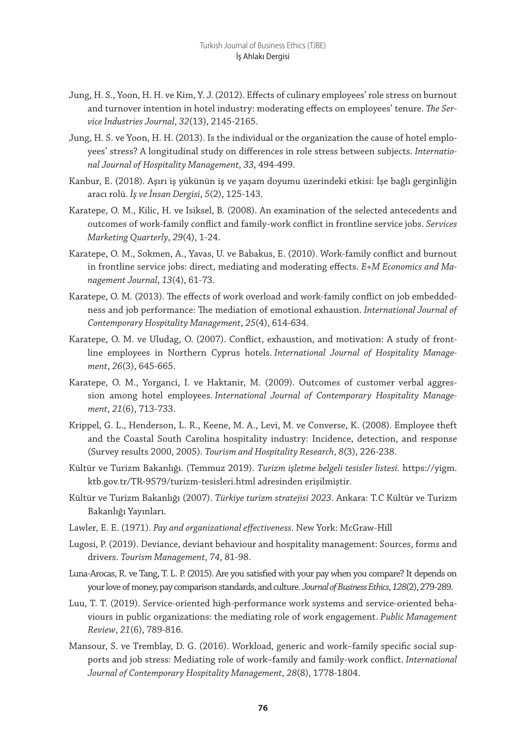Jung, H. S., Yoon, H. H. ve Kim, Y. J. (2012). Effects of culinary employees' role stress on burnout and turnover intention in hotel industry: moderating effects on employees' tenure. *The Service Industries Journal*, *32*(13), 2145-2165.

Jung, H. S. ve Yoon, H. H. (2013). Is the individual or the organization the cause of hotel employees' stress? A longitudinal study on differences in role stress between subjects. *International Journal of Hospitality Management*, *33*, 494-499.

Kanbur, E. (2018). Aşırı iş yükünün iş ve yaşam doyumu üzerindeki etkisi: İşe bağlı gerginliğin aracı rolü. *İş ve İnsan Dergisi*, *5*(2), 125-143.

Karatepe, O. M., Kilic, H. ve Isiksel, B. (2008). An examination of the selected antecedents and outcomes of work-family conflict and family-work conflict in frontline service jobs. *Services Marketing Quarterly*, *29*(4), 1-24.

Karatepe, O. M., Sokmen, A., Yavas, U. ve Babakus, E. (2010). Work-family conflict and burnout in frontline service jobs: direct, mediating and moderating effects. *E+M Economics and Management Journal*, *13*(4), 61-73.

Karatepe, O. M. (2013). The effects of work overload and work-family conflict on job embeddedness and job performance: The mediation of emotional exhaustion. *International Journal of Contemporary Hospitality Management*, *25*(4), 614-634.

Karatepe, O. M. ve Uludag, O. (2007). Conflict, exhaustion, and motivation: A study of frontline employees in Northern Cyprus hotels. *International Journal of Hospitality Management*, *26*(3), 645-665.

Karatepe, O. M., Yorganci, I. ve Haktanir, M. (2009). Outcomes of customer verbal aggression among hotel employees. *International Journal of Contemporary Hospitality Management*, *21*(6), 713-733.

Krippel, G. L., Henderson, L. R., Keene, M. A., Levi, M. ve Converse, K. (2008). Employee theft and the Coastal South Carolina hospitality industry: Incidence, detection, and response (Survey results 2000, 2005). *Tourism and Hospitality Research*, *8*(3), 226-238.

Kültür ve Turizm Bakanlığı. (Temmuz 2019). *Turizm işletme belgeli tesisler listesi.* https://yigm.ktb.gov.tr/TR-9579/turizm-tesisleri.html adresinden erişilmiştir.

Kültür ve Turizm Bakanlığı (2007). *Türkiye turizm stratejisi 2023*. Ankara: T.C Kültür ve Turizm Bakanlığı Yayınları.

Lawler, E. E. (1971). *Pay and organizational effectiveness*. New York: McGraw-Hill

Lugosi, P. (2019). Deviance, deviant behaviour and hospitality management: Sources, forms and drivers. *Tourism Management*, *74*, 81-98.

Luna-Arocas, R. ve Tang, T. L. P. (2015). Are you satisfied with your pay when you compare? It depends on your love of money, pay comparison standards, and culture. *Journal of Business Ethics*, *128*(2), 279-289.

Luu, T. T. (2019). Service-oriented high-performance work systems and service-oriented behaviours in public organizations: the mediating role of work engagement. *Public Management Review*, *21*(6), 789-816.

Mansour, S. ve Tremblay, D. G. (2016). Workload, generic and work–family specific social supports and job stress: Mediating role of work–family and family-work conflict. *International Journal of Contemporary Hospitality Management*, *28*(8), 1778-1804.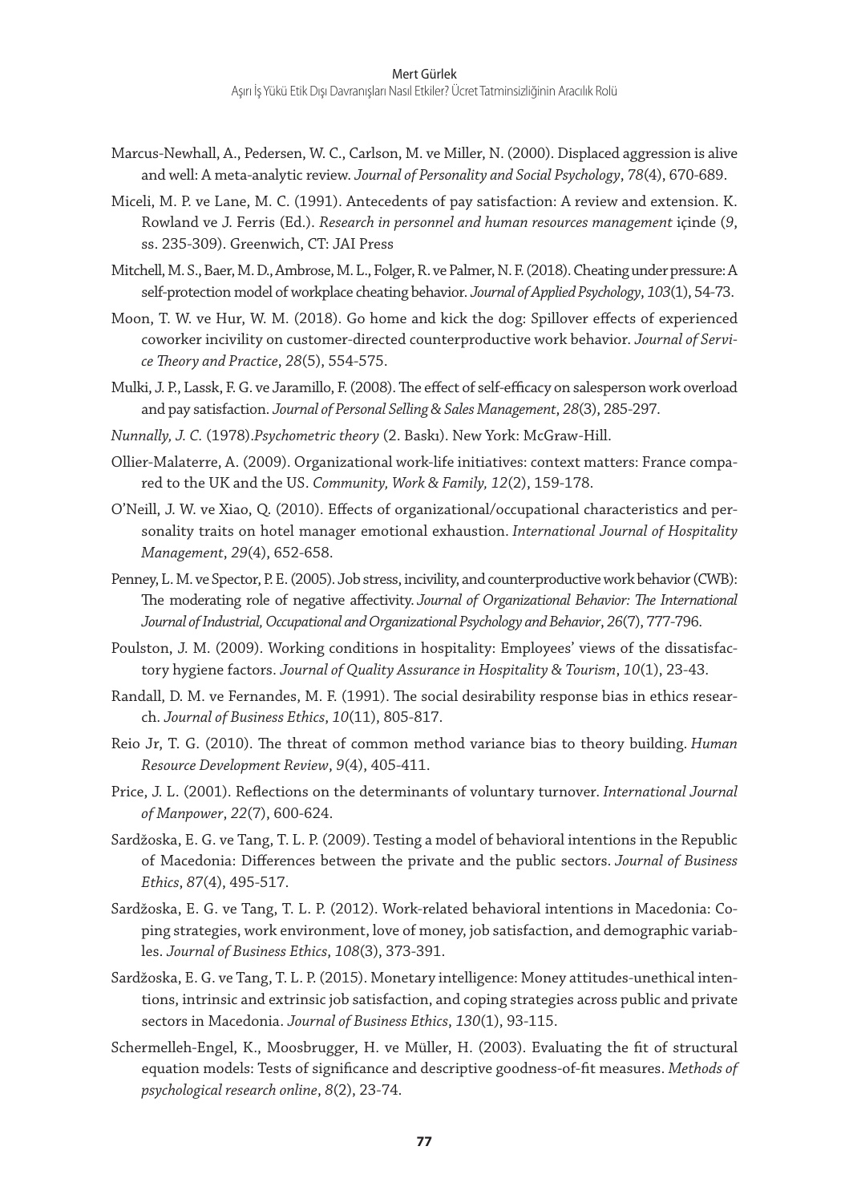Marcus-Newhall, A., Pedersen, W. C., Carlson, M. ve Miller, N. (2000). Displaced aggression is alive and well: A meta-analytic review. *Journal of Personality and Social Psychology*, *78*(4), 670-689.

Miceli, M. P. ve Lane, M. C. (1991). Antecedents of pay satisfaction: A review and extension. K. Rowland ve J. Ferris (Ed.). *Research in personnel and human resources management* içinde (*9*, ss. 235-309). Greenwich, CT: JAI Press

Mitchell, M. S., Baer, M. D., Ambrose, M. L., Folger, R. ve Palmer, N. F. (2018). Cheating under pressure: A self-protection model of workplace cheating behavior. *Journal of Applied Psychology*, *103*(1), 54-73.

Moon, T. W. ve Hur, W. M. (2018). Go home and kick the dog: Spillover effects of experienced coworker incivility on customer-directed counterproductive work behavior. *Journal of Service Theory and Practice*, *28*(5), 554-575.

Mulki, J. P., Lassk, F. G. ve Jaramillo, F. (2008). The effect of self-efficacy on salesperson work overload and pay satisfaction. *Journal of Personal Selling & Sales Management*, *28*(3), 285-297.

*Nunnally, J. C.* (1978).*Psychometric theory* (2. Baskı). New York: McGraw-Hill.

Ollier-Malaterre, A. (2009). Organizational work-life initiatives: context matters: France compared to the UK and the US. *Community, Work & Family, 12*(2), 159-178.

O'Neill, J. W. ve Xiao, Q. (2010). Effects of organizational/occupational characteristics and personality traits on hotel manager emotional exhaustion. *International Journal of Hospitality Management*, *29*(4), 652-658.

Penney, L. M. ve Spector, P. E. (2005). Job stress, incivility, and counterproductive work behavior (CWB): The moderating role of negative affectivity. *Journal of Organizational Behavior: The International Journal of Industrial, Occupational and Organizational Psychology and Behavior*, *26*(7), 777-796.

Poulston, J. M. (2009). Working conditions in hospitality: Employees' views of the dissatisfactory hygiene factors. *Journal of Quality Assurance in Hospitality & Tourism*, *10*(1), 23-43.

Randall, D. M. ve Fernandes, M. F. (1991). The social desirability response bias in ethics research. *Journal of Business Ethics*, *10*(11), 805-817.

Reio Jr, T. G. (2010). The threat of common method variance bias to theory building. *Human Resource Development Review*, *9*(4), 405-411.

Price, J. L. (2001). Reflections on the determinants of voluntary turnover. *International Journal of Manpower*, *22*(7), 600-624.

Sardžoska, E. G. ve Tang, T. L. P. (2009). Testing a model of behavioral intentions in the Republic of Macedonia: Differences between the private and the public sectors. *Journal of Business Ethics*, *87*(4), 495-517.

Sardžoska, E. G. ve Tang, T. L. P. (2012). Work-related behavioral intentions in Macedonia: Coping strategies, work environment, love of money, job satisfaction, and demographic variables. *Journal of Business Ethics*, *108*(3), 373-391.

Sardžoska, E. G. ve Tang, T. L. P. (2015). Monetary intelligence: Money attitudes-unethical intentions, intrinsic and extrinsic job satisfaction, and coping strategies across public and private sectors in Macedonia. *Journal of Business Ethics*, *130*(1), 93-115.

Schermelleh-Engel, K., Moosbrugger, H. ve Müller, H. (2003). Evaluating the fit of structural equation models: Tests of significance and descriptive goodness-of-fit measures. *Methods of psychological research online*, *8*(2), 23-74.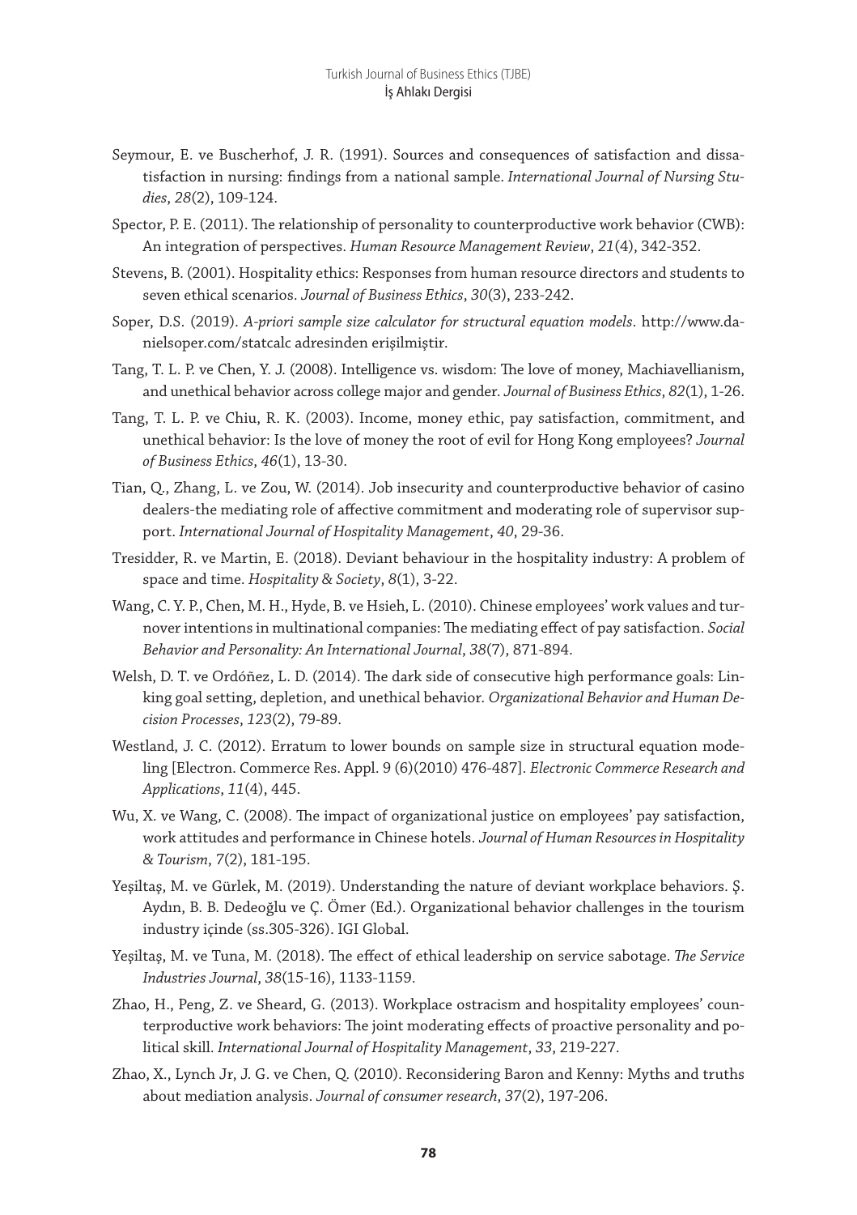Seymour, E. ve Buscherhof, J. R. (1991). Sources and consequences of satisfaction and dissatisfaction in nursing: findings from a national sample. *International Journal of Nursing Studies*, *28*(2), 109-124.

Spector, P. E. (2011). The relationship of personality to counterproductive work behavior (CWB): An integration of perspectives. *Human Resource Management Review*, *21*(4), 342-352.

Stevens, B. (2001). Hospitality ethics: Responses from human resource directors and students to seven ethical scenarios. *Journal of Business Ethics*, *30*(3), 233-242.

Soper, D.S. (2019). *A-priori sample size calculator for structural equation models*. http://www.danielsoper.com/statcalc adresinden erişilmiştir.

Tang, T. L. P. ve Chen, Y. J. (2008). Intelligence vs. wisdom: The love of money, Machiavellianism, and unethical behavior across college major and gender. *Journal of Business Ethics*, *82*(1), 1-26.

Tang, T. L. P. ve Chiu, R. K. (2003). Income, money ethic, pay satisfaction, commitment, and unethical behavior: Is the love of money the root of evil for Hong Kong employees? *Journal of Business Ethics*, *46*(1), 13-30.

Tian, Q., Zhang, L. ve Zou, W. (2014). Job insecurity and counterproductive behavior of casino dealers-the mediating role of affective commitment and moderating role of supervisor support. *International Journal of Hospitality Management*, *40*, 29-36.

Tresidder, R. ve Martin, E. (2018). Deviant behaviour in the hospitality industry: A problem of space and time. *Hospitality & Society*, *8*(1), 3-22.

Wang, C. Y. P., Chen, M. H., Hyde, B. ve Hsieh, L. (2010). Chinese employees' work values and turnover intentions in multinational companies: The mediating effect of pay satisfaction. *Social Behavior and Personality: An International Journal*, *38*(7), 871-894.

Welsh, D. T. ve Ordóñez, L. D. (2014). The dark side of consecutive high performance goals: Linking goal setting, depletion, and unethical behavior. *Organizational Behavior and Human Decision Processes*, *123*(2), 79-89.

Westland, J. C. (2012). Erratum to lower bounds on sample size in structural equation modeling [Electron. Commerce Res. Appl. 9 (6)(2010) 476-487]. *Electronic Commerce Research and Applications*, *11*(4), 445.

Wu, X. ve Wang, C. (2008). The impact of organizational justice on employees' pay satisfaction, work attitudes and performance in Chinese hotels. *Journal of Human Resources in Hospitality & Tourism*, *7*(2), 181-195.

Yeşiltaş, M. ve Gürlek, M. (2019). Understanding the nature of deviant workplace behaviors. Ş. Aydın, B. B. Dedeoğlu ve Ç. Ömer (Ed.). Organizational behavior challenges in the tourism industry içinde (ss.305-326). IGI Global.

Yeşiltaş, M. ve Tuna, M. (2018). The effect of ethical leadership on service sabotage. *The Service Industries Journal*, *38*(15-16), 1133-1159.

Zhao, H., Peng, Z. ve Sheard, G. (2013). Workplace ostracism and hospitality employees' counterproductive work behaviors: The joint moderating effects of proactive personality and political skill. *International Journal of Hospitality Management*, *33*, 219-227.

Zhao, X., Lynch Jr, J. G. ve Chen, Q. (2010). Reconsidering Baron and Kenny: Myths and truths about mediation analysis. *Journal of consumer research*, *37*(2), 197-206.